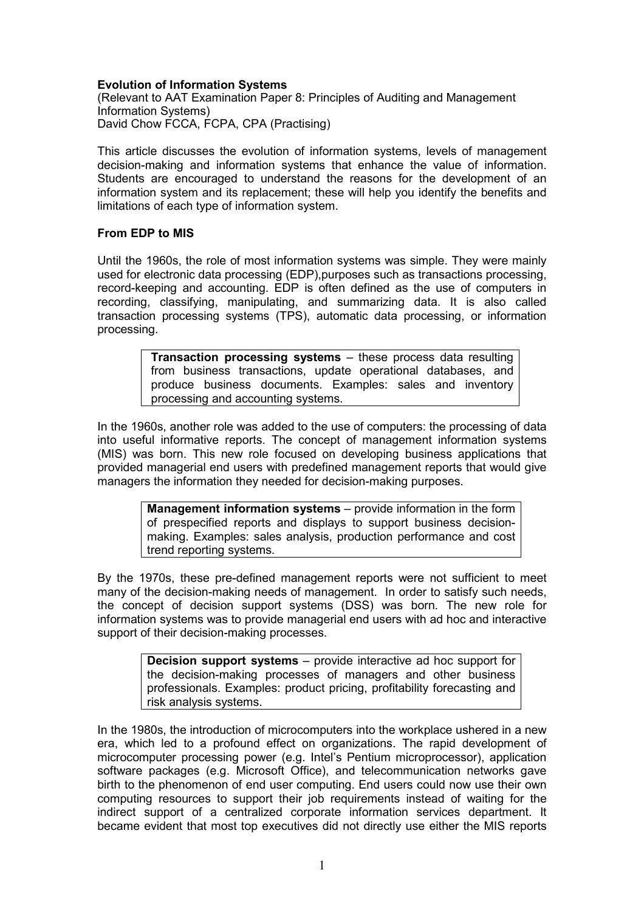**Evolution of Information Systems**

(Relevant to AAT Examination Paper 8: Principles of Auditing and Management Information Systems)

David Chow FCCA, FCPA, CPA (Practising)

This article discusses the evolution of information systems, levels of management decision-making and information systems that enhance the value of information. Students are encouraged to understand the reasons for the development of an information system and its replacement; these will help you identify the benefits and limitations of each type of information system.

**From EDP to MIS**

Until the 1960s, the role of most information systems was simple. They were mainly used for electronic data processing (EDP),purposes such as transactions processing, record-keeping and accounting. EDP is often defined as the use of computers in recording, classifying, manipulating, and summarizing data. It is also called transaction processing systems (TPS), automatic data processing, or information processing.

> **Transaction processing systems** – these process data resulting from business transactions, update operational databases, and produce business documents. Examples: sales and inventory processing and accounting systems.

In the 1960s, another role was added to the use of computers: the processing of data into useful informative reports. The concept of management information systems (MIS) was born. This new role focused on developing business applications that provided managerial end users with predefined management reports that would give managers the information they needed for decision-making purposes.

> **Management information systems** – provide information in the form of prespecified reports and displays to support business decision-making. Examples: sales analysis, production performance and cost trend reporting systems.

By the 1970s, these pre-defined management reports were not sufficient to meet many of the decision-making needs of management. In order to satisfy such needs, the concept of decision support systems (DSS) was born. The new role for information systems was to provide managerial end users with ad hoc and interactive support of their decision-making processes.

> **Decision support systems** – provide interactive ad hoc support for the decision-making processes of managers and other business professionals. Examples: product pricing, profitability forecasting and risk analysis systems.

In the 1980s, the introduction of microcomputers into the workplace ushered in a new era, which led to a profound effect on organizations. The rapid development of microcomputer processing power (e.g. Intel's Pentium microprocessor), application software packages (e.g. Microsoft Office), and telecommunication networks gave birth to the phenomenon of end user computing. End users could now use their own computing resources to support their job requirements instead of waiting for the indirect support of a centralized corporate information services department. It became evident that most top executives did not directly use either the MIS reports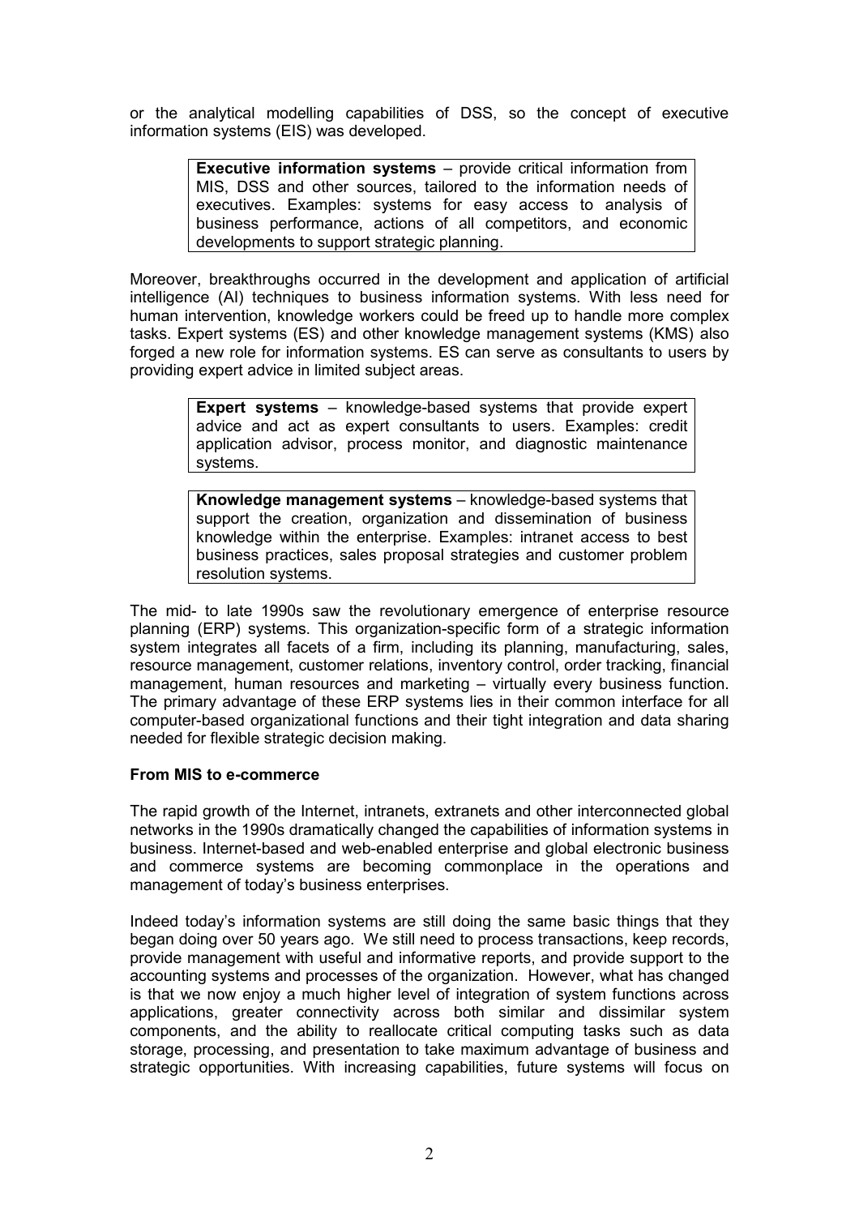or the analytical modelling capabilities of DSS, so the concept of executive information systems (EIS) was developed.

> **Executive information systems** – provide critical information from MIS, DSS and other sources, tailored to the information needs of executives. Examples: systems for easy access to analysis of business performance, actions of all competitors, and economic developments to support strategic planning.

Moreover, breakthroughs occurred in the development and application of artificial intelligence (AI) techniques to business information systems. With less need for human intervention, knowledge workers could be freed up to handle more complex tasks. Expert systems (ES) and other knowledge management systems (KMS) also forged a new role for information systems. ES can serve as consultants to users by providing expert advice in limited subject areas.

> **Expert systems** – knowledge-based systems that provide expert advice and act as expert consultants to users. Examples: credit application advisor, process monitor, and diagnostic maintenance systems.

> **Knowledge management systems** – knowledge-based systems that support the creation, organization and dissemination of business knowledge within the enterprise. Examples: intranet access to best business practices, sales proposal strategies and customer problem resolution systems.

The mid- to late 1990s saw the revolutionary emergence of enterprise resource planning (ERP) systems. This organization-specific form of a strategic information system integrates all facets of a firm, including its planning, manufacturing, sales, resource management, customer relations, inventory control, order tracking, financial management, human resources and marketing – virtually every business function. The primary advantage of these ERP systems lies in their common interface for all computer-based organizational functions and their tight integration and data sharing needed for flexible strategic decision making.

**From MIS to e-commerce**

The rapid growth of the Internet, intranets, extranets and other interconnected global networks in the 1990s dramatically changed the capabilities of information systems in business. Internet-based and web-enabled enterprise and global electronic business and commerce systems are becoming commonplace in the operations and management of today's business enterprises.

Indeed today's information systems are still doing the same basic things that they began doing over 50 years ago. We still need to process transactions, keep records, provide management with useful and informative reports, and provide support to the accounting systems and processes of the organization. However, what has changed is that we now enjoy a much higher level of integration of system functions across applications, greater connectivity across both similar and dissimilar system components, and the ability to reallocate critical computing tasks such as data storage, processing, and presentation to take maximum advantage of business and strategic opportunities. With increasing capabilities, future systems will focus on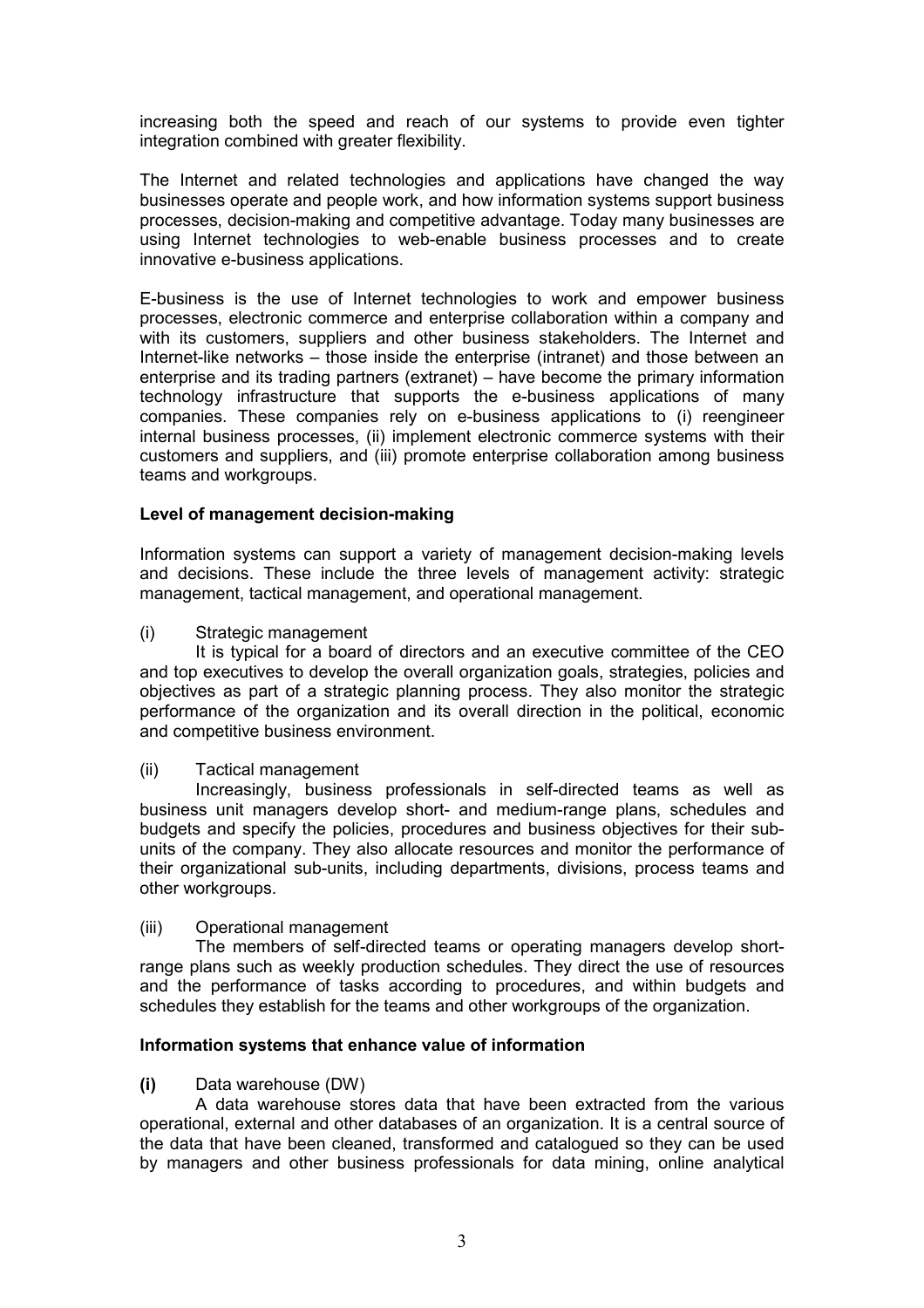increasing both the speed and reach of our systems to provide even tighter integration combined with greater flexibility.

The Internet and related technologies and applications have changed the way businesses operate and people work, and how information systems support business processes, decision-making and competitive advantage. Today many businesses are using Internet technologies to web-enable business processes and to create innovative e-business applications.

E-business is the use of Internet technologies to work and empower business processes, electronic commerce and enterprise collaboration within a company and with its customers, suppliers and other business stakeholders. The Internet and Internet-like networks – those inside the enterprise (intranet) and those between an enterprise and its trading partners (extranet) – have become the primary information technology infrastructure that supports the e-business applications of many companies. These companies rely on e-business applications to (i) reengineer internal business processes, (ii) implement electronic commerce systems with their customers and suppliers, and (iii) promote enterprise collaboration among business teams and workgroups.

**Level of management decision-making**

Information systems can support a variety of management decision-making levels and decisions. These include the three levels of management activity: strategic management, tactical management, and operational management.

(i) Strategic management

It is typical for a board of directors and an executive committee of the CEO and top executives to develop the overall organization goals, strategies, policies and objectives as part of a strategic planning process. They also monitor the strategic performance of the organization and its overall direction in the political, economic and competitive business environment.

(ii) Tactical management

Increasingly, business professionals in self-directed teams as well as business unit managers develop short- and medium-range plans, schedules and budgets and specify the policies, procedures and business objectives for their sub-units of the company. They also allocate resources and monitor the performance of their organizational sub-units, including departments, divisions, process teams and other workgroups.

(iii) Operational management

The members of self-directed teams or operating managers develop short-range plans such as weekly production schedules. They direct the use of resources and the performance of tasks according to procedures, and within budgets and schedules they establish for the teams and other workgroups of the organization.

**Information systems that enhance value of information**

**(i)** Data warehouse (DW)

A data warehouse stores data that have been extracted from the various operational, external and other databases of an organization. It is a central source of the data that have been cleaned, transformed and catalogued so they can be used by managers and other business professionals for data mining, online analytical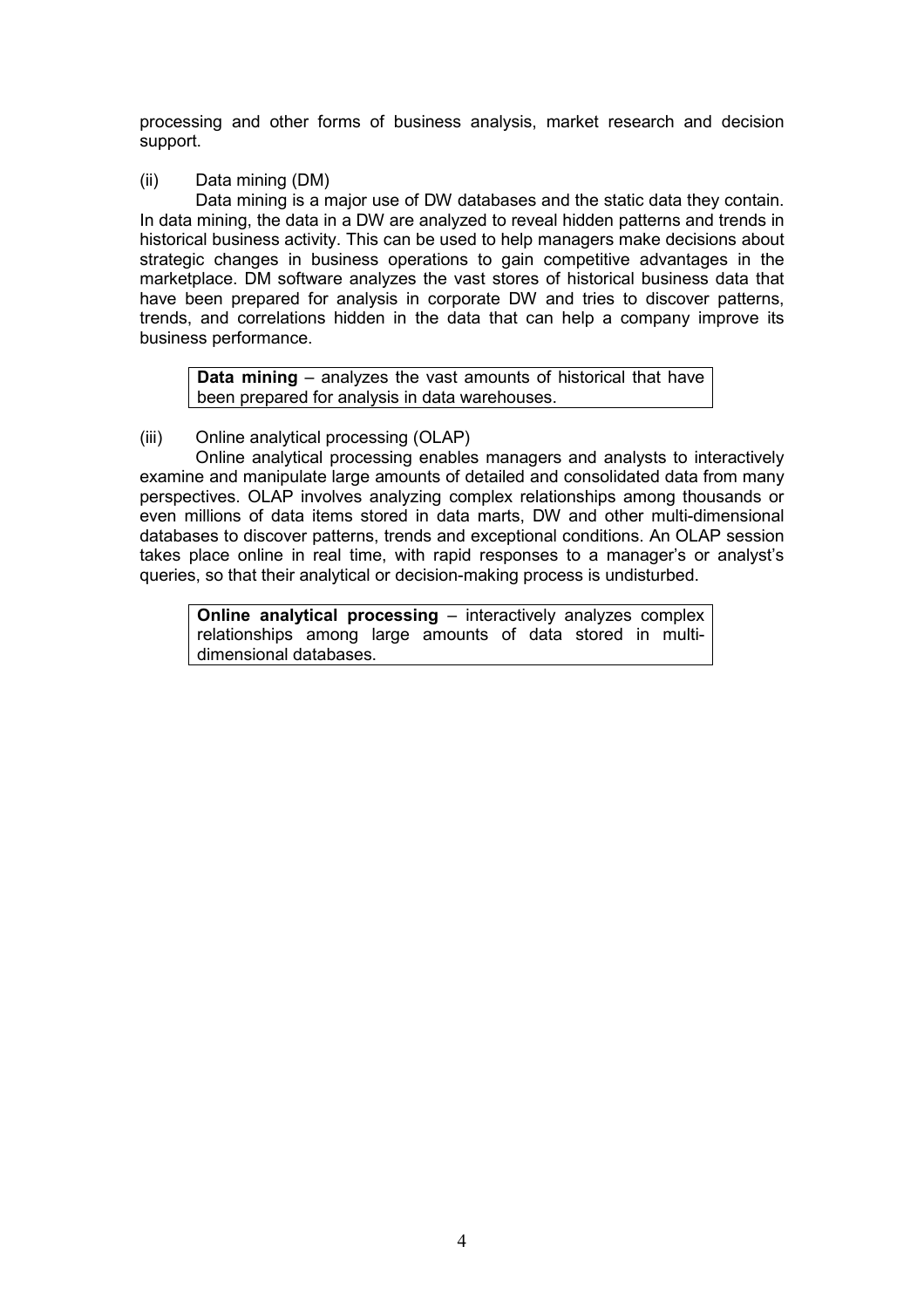processing and other forms of business analysis, market research and decision support.

(ii) Data mining (DM)

Data mining is a major use of DW databases and the static data they contain. In data mining, the data in a DW are analyzed to reveal hidden patterns and trends in historical business activity. This can be used to help managers make decisions about strategic changes in business operations to gain competitive advantages in the marketplace. DM software analyzes the vast stores of historical business data that have been prepared for analysis in corporate DW and tries to discover patterns, trends, and correlations hidden in the data that can help a company improve its business performance.

> **Data mining** – analyzes the vast amounts of historical that have been prepared for analysis in data warehouses.

(iii) Online analytical processing (OLAP)

Online analytical processing enables managers and analysts to interactively examine and manipulate large amounts of detailed and consolidated data from many perspectives. OLAP involves analyzing complex relationships among thousands or even millions of data items stored in data marts, DW and other multi-dimensional databases to discover patterns, trends and exceptional conditions. An OLAP session takes place online in real time, with rapid responses to a manager's or analyst's queries, so that their analytical or decision-making process is undisturbed.

> **Online analytical processing** – interactively analyzes complex relationships among large amounts of data stored in multi-dimensional databases.